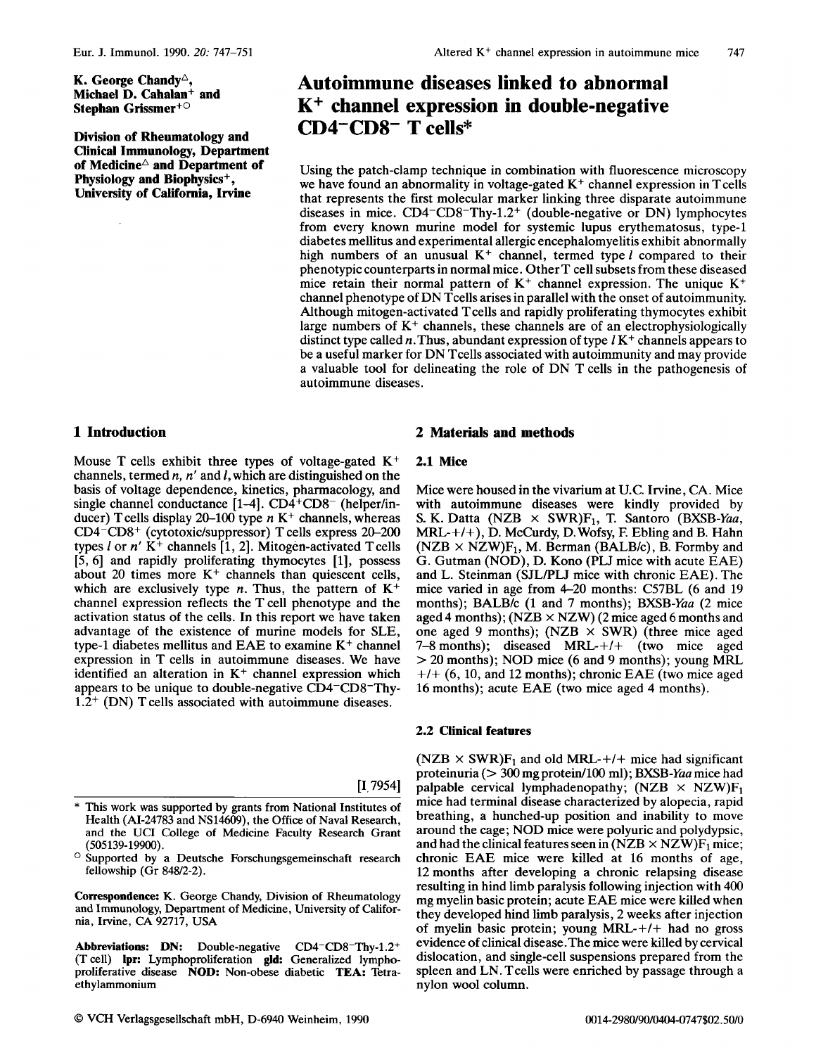K. George Chandy[△], Michael D. Cahalan[+] and Stephan Grissmer[+○]

Division of Rheumatology and Clinical Immunology, Department of Medicine[△] and Department of Physiology and Biophysics[+], University of California, Irvine

# Autoimmune diseases linked to abnormal $K^+$ channel expression in double-negative $CD4^-CD8^-$ T cells*

Using the patch-clamp technique in combination with fluorescence microscopy we have found an abnormality in voltage-gated $K^+$ channel expression in T cells that represents the first molecular marker linking three disparate autoimmune diseases in mice. $CD4^-CD8^-Thy\text{-}1.2^+$ (double-negative or DN) lymphocytes from every known murine model for systemic lupus erythematosus, type-1 diabetes mellitus and experimental allergic encephalomyelitis exhibit abnormally high numbers of an unusual $K^+$ channel, termed type *l* compared to their phenotypic counterparts in normal mice. Other T cell subsets from these diseased mice retain their normal pattern of $K^+$ channel expression. The unique $K^+$ channel phenotype of DN T cells arises in parallel with the onset of autoimmunity. Although mitogen-activated T cells and rapidly proliferating thymocytes exhibit large numbers of $K^+$ channels, these channels are of an electrophysiologically distinct type called *n*. Thus, abundant expression of type *l* $K^+$ channels appears to be a useful marker for DN T cells associated with autoimmunity and may provide a valuable tool for delineating the role of DN T cells in the pathogenesis of autoimmune diseases.

## 1 Introduction

Mouse T cells exhibit three types of voltage-gated $K^+$ channels, termed *n*, *n'* and *l*, which are distinguished on the basis of voltage dependence, kinetics, pharmacology, and single channel conductance [1–4]. $CD4^+CD8^-$ (helper/inducer) T cells display 20–100 type *n* $K^+$ channels, whereas $CD4^-CD8^+$ (cytotoxic/suppressor) T cells express 20–200 types *l* or *n'* $K^+$ channels [1, 2]. Mitogen-activated T cells [5, 6] and rapidly proliferating thymocytes [1], possess about 20 times more $K^+$ channels than quiescent cells, which are exclusively type *n*. Thus, the pattern of $K^+$ channel expression reflects the T cell phenotype and the activation status of the cells. In this report we have taken advantage of the existence of murine models for SLE, type-1 diabetes mellitus and EAE to examine $K^+$ channel expression in T cells in autoimmune diseases. We have identified an alteration in $K^+$ channel expression which appears to be unique to double-negative $CD4^-CD8^-Thy\text{-}1.2^+$ (DN) T cells associated with autoimmune diseases.

[I 7954]

\* This work was supported by grants from National Institutes of Health (AI-24783 and NS14609), the Office of Naval Research, and the UCI College of Medicine Faculty Research Grant (505139-19900).

○ Supported by a Deutsche Forschungsgemeinschaft research fellowship (Gr 848/2-2).

**Correspondence:** K. George Chandy, Division of Rheumatology and Immunology, Department of Medicine, University of California, Irvine, CA 92717, USA

**Abbreviations:** **DN:** Double-negative $CD4^-CD8^-Thy\text{-}1.2^+$ (T cell) **lpr:** Lymphoproliferation **gld:** Generalized lymphoproliferative disease **NOD:** Non-obese diabetic **TEA:** Tetraethylammonium

## 2 Materials and methods

### 2.1 Mice

Mice were housed in the vivarium at U.C. Irvine, CA. Mice with autoimmune diseases were kindly provided by S. K. Datta (NZB × SWR)$F_1$, T. Santoro (BXSB-*Yaa*, MRL-+/+), D. McCurdy, D. Wofsy, F. Ebling and B. Hahn (NZB × NZW)$F_1$, M. Berman (BALB/c), B. Formby and G. Gutman (NOD), D. Kono (PLJ mice with acute EAE) and L. Steinman (SJL/PLJ mice with chronic EAE). The mice varied in age from 4–20 months: C57BL (6 and 19 months); BALB/c (1 and 7 months); BXSB-*Yaa* (2 mice aged 4 months); (NZB × NZW) (2 mice aged 6 months and one aged 9 months); (NZB × SWR) (three mice aged 7–8 months); diseased MRL-+/+ (two mice aged > 20 months); NOD mice (6 and 9 months); young MRL +/+ (6, 10, and 12 months); chronic EAE (two mice aged 16 months); acute EAE (two mice aged 4 months).

### 2.2 Clinical features

(NZB × SWR)$F_1$ and old MRL-+/+ mice had significant proteinuria (> 300 mg protein/100 ml); BXSB-*Yaa* mice had palpable cervical lymphadenopathy; (NZB × NZW)$F_1$ mice had terminal disease characterized by alopecia, rapid breathing, a hunched-up position and inability to move around the cage; NOD mice were polyuric and polydypsic, and had the clinical features seen in (NZB × NZW)$F_1$ mice; chronic EAE mice were killed at 16 months of age, 12 months after developing a chronic relapsing disease resulting in hind limb paralysis following injection with 400 mg myelin basic protein; acute EAE mice were killed when they developed hind limb paralysis, 2 weeks after injection of myelin basic protein; young MRL-+/+ had no gross evidence of clinical disease. The mice were killed by cervical dislocation, and single-cell suspensions prepared from the spleen and LN. T cells were enriched by passage through a nylon wool column.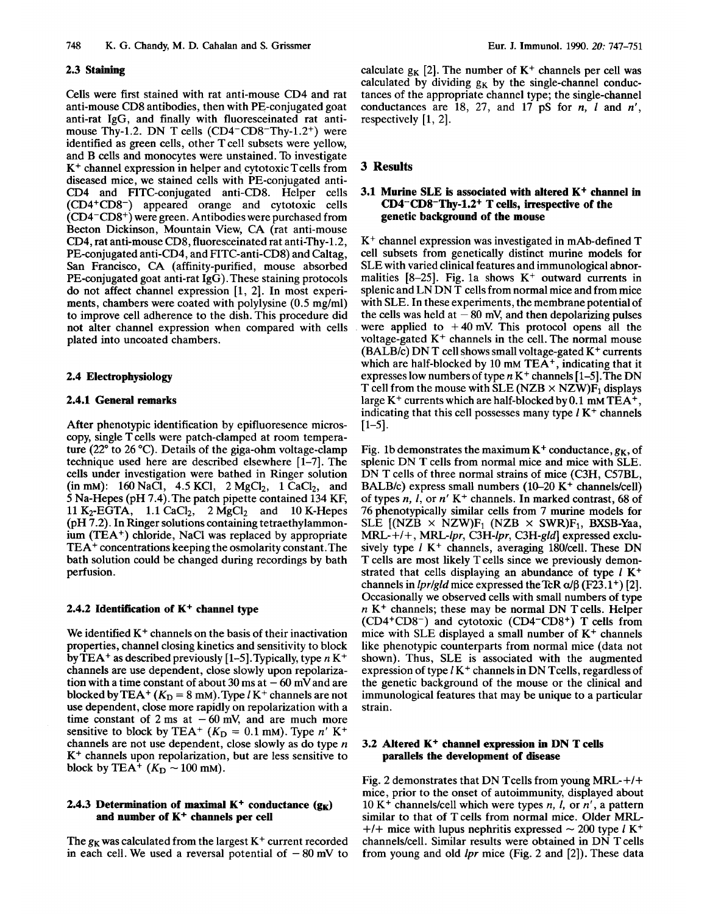### 2.3 Staining

Cells were first stained with rat anti-mouse CD4 and rat anti-mouse CD8 antibodies, then with PE-conjugated goat anti-rat IgG, and finally with fluoresceinated rat anti-mouse Thy-1.2. DN T cells ($CD4^-CD8^-Thy\text{-}1.2^+$) were identified as green cells, other T cell subsets were yellow, and B cells and monocytes were unstained. To investigate $K^+$ channel expression in helper and cytotoxic T cells from diseased mice, we stained cells with PE-conjugated anti-CD4 and FITC-conjugated anti-CD8. Helper cells ($CD4^+CD8^-$) appeared orange and cytotoxic cells ($CD4^-CD8^+$) were green. Antibodies were purchased from Becton Dickinson, Mountain View, CA (rat anti-mouse CD4, rat anti-mouse CD8, fluoresceinated rat anti-Thy-1.2, PE-conjugated anti-CD4, and FITC-anti-CD8) and Caltag, San Francisco, CA (affinity-purified, mouse absorbed PE-conjugated goat anti-rat IgG). These staining protocols do not affect channel expression [1, 2]. In most experiments, chambers were coated with polylysine (0.5 mg/ml) to improve cell adherence to the dish. This procedure did not alter channel expression when compared with cells plated into uncoated chambers.

### 2.4 Electrophysiology

#### 2.4.1 General remarks

After phenotypic identification by epifluoresence microscopy, single T cells were patch-clamped at room temperature (22° to 26 °C). Details of the giga-ohm voltage-clamp technique used here are described elsewhere [1–7]. The cells under investigation were bathed in Ringer solution (in mM): 160 NaCl, 4.5 KCl, 2 $MgCl_2$, 1 $CaCl_2$, and 5 Na-Hepes (pH 7.4). The patch pipette contained 134 KF, 11 $K_2$-EGTA, 1.1 $CaCl_2$, 2 $MgCl_2$ and 10 K-Hepes (pH 7.2). In Ringer solutions containing tetraethylammonium ($TEA^+$) chloride, NaCl was replaced by appropriate $TEA^+$ concentrations keeping the osmolarity constant. The bath solution could be changed during recordings by bath perfusion.

#### 2.4.2 Identification of $K^+$ channel type

We identified $K^+$ channels on the basis of their inactivation properties, channel closing kinetics and sensitivity to block by $TEA^+$ as described previously [1–5]. Typically, type *n* $K^+$ channels are use dependent, close slowly upon repolarization with a time constant of about 30 ms at − 60 mV and are blocked by $TEA^+$ ($K_D$ = 8 mM). Type *l* $K^+$ channels are not use dependent, close more rapidly on repolarization with a time constant of 2 ms at − 60 mV, and are much more sensitive to block by $TEA^+$ ($K_D$ = 0.1 mM). Type *n'* $K^+$ channels are not use dependent, close slowly as do type *n* $K^+$ channels upon repolarization, but are less sensitive to block by $TEA^+$ ($K_D$ ~ 100 mM).

#### 2.4.3 Determination of maximal $K^+$ conductance ($g_K$) and number of $K^+$ channels per cell

The $g_K$ was calculated from the largest $K^+$ current recorded in each cell. We used a reversal potential of − 80 mV to calculate $g_K$ [2]. The number of $K^+$ channels per cell was calculated by dividing $g_K$ by the single-channel conductances of the appropriate channel type; the single-channel conductances are 18, 27, and 17 pS for *n*, *l* and *n'*, respectively [1, 2].

## 3 Results

### 3.1 Murine SLE is associated with altered $K^+$ channel in $CD4^-CD8^-Thy\text{-}1.2^+$ T cells, irrespective of the genetic background of the mouse

$K^+$ channel expression was investigated in mAb-defined T cell subsets from genetically distinct murine models for SLE with varied clinical features and immunological abnormalities [8–25]. Fig. 1a shows $K^+$ outward currents in splenic and LN DN T cells from normal mice and from mice with SLE. In these experiments, the membrane potential of the cells was held at − 80 mV, and then depolarizing pulses were applied to + 40 mV. This protocol opens all the voltage-gated $K^+$ channels in the cell. The normal mouse (BALB/c) DN T cell shows small voltage-gated $K^+$ currents which are half-blocked by 10 mM $TEA^+$, indicating that it expresses low numbers of type *n* $K^+$ channels [1–5]. The DN T cell from the mouse with SLE (NZB × NZW)$F_1$ displays large $K^+$ currents which are half-blocked by 0.1 mM $TEA^+$, indicating that this cell possesses many type *l* $K^+$ channels [1–5].

Fig. 1b demonstrates the maximum $K^+$ conductance, $g_K$, of splenic DN T cells from normal mice and mice with SLE. DN T cells of three normal strains of mice (C3H, C57BL, BALB/c) express small numbers (10–20 $K^+$ channels/cell) of types *n*, *l*, or *n'* $K^+$ channels. In marked contrast, 68 of 76 phenotypically similar cells from 7 murine models for SLE [(NZB × NZW)$F_1$ (NZB × SWR)$F_1$, BXSB-Yaa, MRL-+/+, MRL-*lpr*, C3H-*lpr*, C3H-*gld*] expressed exclusively type *l* $K^+$ channels, averaging 180/cell. These DN T cells are most likely T cells since we previously demonstrated that cells displaying an abundance of type *l* $K^+$ channels in *lpr*/*gld* mice expressed the TcR α/β (F23.1$^+$) [2]. Occasionally we observed cells with small numbers of type *n* $K^+$ channels; these may be normal DN T cells. Helper ($CD4^+CD8^-$) and cytotoxic ($CD4^-CD8^+$) T cells from mice with SLE displayed a small number of $K^+$ channels like phenotypic counterparts from normal mice (data not shown). Thus, SLE is associated with the augmented expression of type *l* $K^+$ channels in DN T cells, regardless of the genetic background of the mouse or the clinical and immunological features that may be unique to a particular strain.

### 3.2 Altered $K^+$ channel expression in DN T cells parallels the development of disease

Fig. 2 demonstrates that DN T cells from young MRL-+/+ mice, prior to the onset of autoimmunity, displayed about 10 $K^+$ channels/cell which were types *n*, *l*, or *n'*, a pattern similar to that of T cells from normal mice. Older MRL-+/+ mice with lupus nephritis expressed ~ 200 type *l* $K^+$ channels/cell. Similar results were obtained in DN T cells from young and old *lpr* mice (Fig. 2 and [2]). These data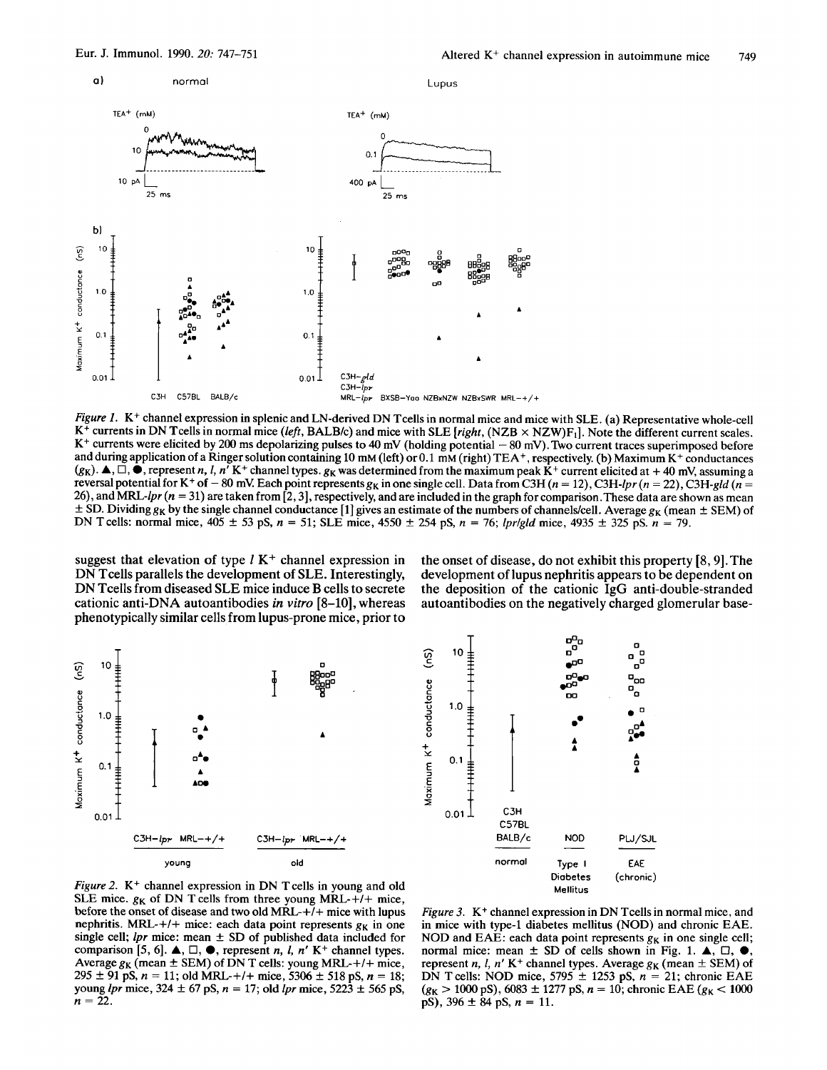*Figure 1.* $K^+$ channel expression in splenic and LN-derived DN T cells in normal mice and mice with SLE. (a) Representative whole-cell $K^+$ currents in DN T cells in normal mice (*left*, BALB/c) and mice with SLE [*right*, (NZB × NZW)F1]. Note the different current scales. $K^+$ currents were elicited by 200 ms depolarizing pulses to 40 mV (holding potential − 80 mV). Two current traces superimposed before and during application of a Ringer solution containing 10 mM (left) or 0.1 mM (right) $TEA^+$, respectively. (b) Maximum $K^+$ conductances ($g_K$). ▲, □, ●, represent *n, l, n'* $K^+$ channel types. $g_K$ was determined from the maximum peak $K^+$ current elicited at + 40 mV, assuming a reversal potential for $K^+$ of − 80 mV. Each point represents $g_K$ in one single cell. Data from C3H (*n* = 12), C3H-*lpr* (*n* = 22), C3H-*gld* (*n* = 26), and MRL-*lpr* (*n* = 31) are taken from [2, 3], respectively, and are included in the graph for comparison. These data are shown as mean ± SD. Dividing $g_K$ by the single channel conductance [1] gives an estimate of the numbers of channels/cell. Average $g_K$ (mean ± SEM) of DN T cells: normal mice, 405 ± 53 pS, *n* = 51; SLE mice, 4550 ± 254 pS, *n* = 76; *lpr/gld* mice, 4935 ± 325 pS. *n* = 79.

suggest that elevation of type *l* $K^+$ channel expression in DN T cells parallels the development of SLE. Interestingly, DN T cells from diseased SLE mice induce B cells to secrete cationic anti-DNA autoantibodies *in vitro* [8–10], whereas phenotypically similar cells from lupus-prone mice, prior to the onset of disease, do not exhibit this property [8, 9]. The development of lupus nephritis appears to be dependent on the deposition of the cationic IgG anti-double-stranded autoantibodies on the negatively charged glomerular base-

*Figure 2.* $K^+$ channel expression in DN T cells in young and old SLE mice. $g_K$ of DN T cells from three young MRL-+/+ mice, before the onset of disease and two old MRL-+/+ mice with lupus nephritis. MRL-+/+ mice: each data point represents $g_K$ in one single cell; *lpr* mice: mean ± SD of published data included for comparison [5, 6]. ▲, □, ●, represent *n, l, n'* $K^+$ channel types. Average $g_K$ (mean ± SEM) of DN T cells: young MRL-+/+ mice, 295 ± 91 pS, *n* = 11; old MRL-+/+ mice, 5306 ± 518 pS, *n* = 18; young *lpr* mice, 324 ± 67 pS, *n* = 17; old *lpr* mice, 5223 ± 565 pS, *n* = 22.

*Figure 3.* $K^+$ channel expression in DN T cells in normal mice, and in mice with type-1 diabetes mellitus (NOD) and chronic EAE. NOD and EAE: each data point represents $g_K$ in one single cell; normal mice: mean ± SD of cells shown in Fig. 1. ▲, □, ●, represent *n, l, n'* $K^+$ channel types. Average $g_K$ (mean ± SEM) of DN T cells: NOD mice, 5795 ± 1253 pS, *n* = 21; chronic EAE ($g_K$ > 1000 pS), 6083 ± 1277 pS, *n* = 10; chronic EAE ($g_K$ < 1000 pS), 396 ± 84 pS, *n* = 11.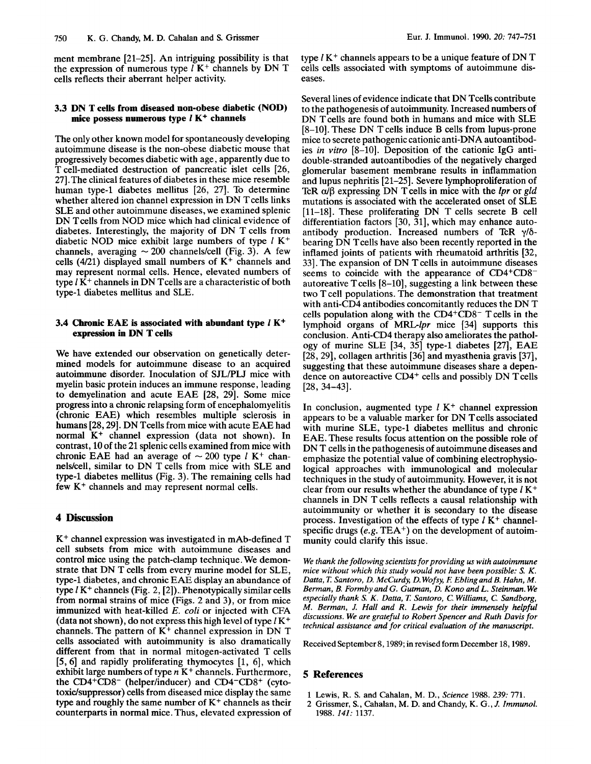ment membrane [21–25]. An intriguing possibility is that the expression of numerous type $l$ $K^+$ channels by DN T cells reflects their aberrant helper activity.

### 3.3 DN T cells from diseased non-obese diabetic (NOD) mice possess numerous type $l$ $K^+$ channels

The only other known model for spontaneously developing autoimmune disease is the non-obese diabetic mouse that progressively becomes diabetic with age, apparently due to T cell-mediated destruction of pancreatic islet cells [26, 27]. The clinical features of diabetes in these mice resemble human type-1 diabetes mellitus [26, 27]. To determine whether altered ion channel expression in DN T cells links SLE and other autoimmune diseases, we examined splenic DN T cells from NOD mice which had clinical evidence of diabetes. Interestingly, the majority of DN T cells from diabetic NOD mice exhibit large numbers of type $l$ $K^+$ channels, averaging ~ 200 channels/cell (Fig. 3). A few cells (4/21) displayed small numbers of $K^+$ channels and may represent normal cells. Hence, elevated numbers of type $l$ $K^+$ channels in DN T cells are a characteristic of both type-1 diabetes mellitus and SLE.

### 3.4 Chronic EAE is associated with abundant type $l$ $K^+$ expression in DN T cells

We have extended our observation on genetically determined models for autoimmune disease to an acquired autoimmune disorder. Inoculation of SJL/PLJ mice with myelin basic protein induces an immune response, leading to demyelination and acute EAE [28, 29]. Some mice progress into a chronic relapsing form of encephalomyelitis (chronic EAE) which resembles multiple sclerosis in humans [28, 29]. DN T cells from mice with acute EAE had normal $K^+$ channel expression (data not shown). In contrast, 10 of the 21 splenic cells examined from mice with chronic EAE had an average of ~ 200 type $l$ $K^+$ channels/cell, similar to DN T cells from mice with SLE and type-1 diabetes mellitus (Fig. 3). The remaining cells had few $K^+$ channels and may represent normal cells.

## 4 Discussion

$K^+$ channel expression was investigated in mAb-defined T cell subsets from mice with autoimmune diseases and control mice using the patch-clamp technique. We demonstrate that DN T cells from every murine model for SLE, type-1 diabetes, and chronic EAE display an abundance of type $l$ $K^+$ channels (Fig. 2, [2]). Phenotypically similar cells from normal strains of mice (Figs. 2 and 3), or from mice immunized with heat-killed *E. coli* or injected with CFA (data not shown), do not express this high level of type $l$ $K^+$ channels. The pattern of $K^+$ channel expression in DN T cells associated with autoimmunity is also dramatically different from that in normal mitogen-activated T cells [5, 6] and rapidly proliferating thymocytes [1, 6], which exhibit large numbers of type $n$ $K^+$ channels. Furthermore, the $CD4^+CD8^-$ (helper/inducer) and $CD4^-CD8^+$ (cytotoxic/suppressor) cells from diseased mice display the same type and roughly the same number of $K^+$ channels as their counterparts in normal mice. Thus, elevated expression of type $l$ $K^+$ channels appears to be a unique feature of DN T cells cells associated with symptoms of autoimmune diseases.

Several lines of evidence indicate that DN T cells contribute to the pathogenesis of autoimmunity. Increased numbers of DN T cells are found both in humans and mice with SLE [8–10]. These DN T cells induce B cells from lupus-prone mice to secrete pathogenic cationic anti-DNA autoantibodies *in vitro* [8–10]. Deposition of the cationic IgG anti-double-stranded autoantibodies of the negatively charged glomerular basement membrane results in inflammation and lupus nephritis [21–25]. Severe lymphoproliferation of TcR $\alpha/\beta$ expressing DN T cells in mice with the *lpr* or *gld* mutations is associated with the accelerated onset of SLE [11–18]. These proliferating DN T cells secrete B cell differentiation factors [30, 31], which may enhance autoantibody production. Increased numbers of TcR $\gamma/\delta$-bearing DN T cells have also been recently reported in the inflamed joints of patients with rheumatoid arthritis [32, 33]. The expansion of DN T cells in autoimmune diseases seems to coincide with the appearance of $CD4^+CD8^-$ autoreative T cells [8–10], suggesting a link between these two T cell populations. The demonstration that treatment with anti-CD4 antibodies concomitantly reduces the DN T cells population along with the $CD4^+CD8^-$ T cells in the lymphoid organs of MRL-*lpr* mice [34] supports this conclusion. Anti-CD4 therapy also ameliorates the pathology of murine SLE [34, 35] type-1 diabetes [27], EAE [28, 29], collagen arthritis [36] and myasthenia gravis [37], suggesting that these autoimmune diseases share a dependence on autoreactive $CD4^+$ cells and possibly DN T cells [28, 34–43].

In conclusion, augmented type $l$ $K^+$ channel expression appears to be a valuable marker for DN T cells associated with murine SLE, type-1 diabetes mellitus and chronic EAE. These results focus attention on the possible role of DN T cells in the pathogenesis of autoimmune diseases and emphasize the potential value of combining electrophysiological approaches with immunological and molecular techniques in the study of autoimmunity. However, it is not clear from our results whether the abundance of type $l$ $K^+$ channels in DN T cells reflects a causal relationship with autoimmunity or whether it is secondary to the disease process. Investigation of the effects of type $l$ $K^+$ channel-specific drugs (*e.g.* $TEA^+$) on the development of autoimmunity could clarify this issue.

*We thank the following scientists for providing us with autoimmune mice without which this study would not have been possible: S. K. Datta, T. Santoro, D. McCurdy, D. Wofsy, F. Ebling and B. Hahn, M. Berman, B. Formby and G. Gutman, D. Kono and L. Steinman. We especially thank S. K. Datta, T. Santoro, C. Williams, C. Sandborg, M. Berman, J. Hall and R. Lewis for their immensely helpful discussions. We are grateful to Robert Spencer and Ruth Davis for technical assistance and for critical evaluation of the manuscript.*

Received September 8, 1989; in revised form December 18, 1989.

## 5 References

1 Lewis, R. S. and Cahalan, M. D., *Science* 1988. *239:* 771.

2 Grissmer, S., Cahalan, M. D. and Chandy, K. G., *J. Immunol.* 1988. *141:* 1137.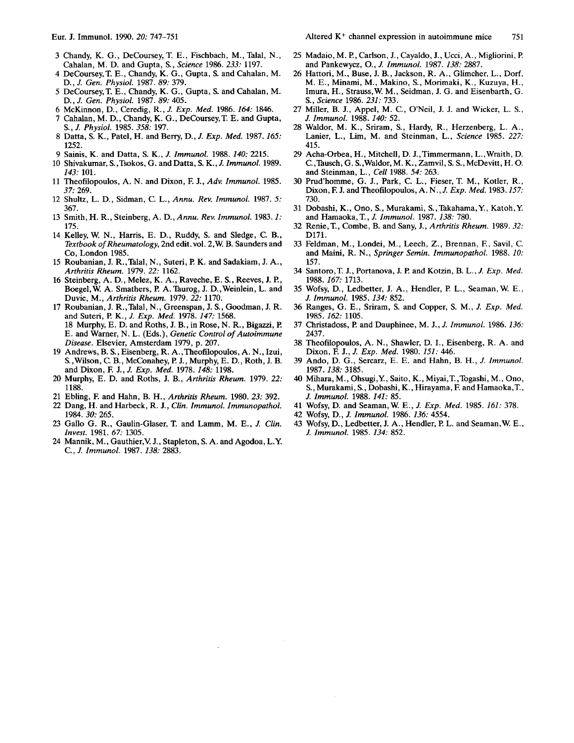3 Chandy, K. G., DeCoursey, T. E., Fischbach, M., Talal, N., Cahalan, M. D. and Gupta, S., *Science* 1986. *233:* 1197.

4 DeCoursey, T. E., Chandy, K. G., Gupta, S. and Cahalan, M. D., *J. Gen. Physiol.* 1987. *89:* 379.

5 DeCoursey, T. E., Chandy, K. G., Gupta, S. and Cahalan, M. D., *J. Gen. Physiol.* 1987. *89:* 405.

6 McKinnon, D., Ceredig, R., *J. Exp. Med.* 1986. *164:* 1846.

7 Cahalan, M. D., Chandy, K. G., DeCoursey, T. E. and Gupta, S., *J. Physiol.* 1985. *358:* 197.

8 Datta, S. K., Patel, H. and Berry, D., *J. Exp. Med.* 1987. *165:* 1252.

9 Sainis, K. and Datta, S. K., *J. Immunol.* 1988. *140:* 2215.

10 Shivakumar, S., Tsokos, G. and Datta, S. K., *J. Immunol.* 1989. *143:* 101.

11 Theofilopoulos, A. N. and Dixon, F. J., *Adv. Immunol.* 1985. *37:* 269.

12 Shultz, L. D., Sidman, C. L., *Annu. Rev. Immunol.* 1987. *5:* 367.

13 Smith, H. R., Steinberg, A. D., *Annu. Rev. Immunol.* 1983. *1:* 175.

14 Kelley, W. N., Harris, E. D., Ruddy, S. and Sledge, C. B., *Textbook of Rheumatology*, 2nd edit. vol. 2, W. B. Saunders and Co, London 1985.

15 Roubanian, J. R., Talal, N., Suteri, P. K. and Sadakiam, J. A., *Arthritis Rheum.* 1979. *22:* 1162.

16 Steinberg, A. D., Melez, K. A., Raveche, E. S., Reeves, J. P., Boegel, W. A. Smathers, P. A. Taurog, J. D., Weinlein, L. and Duvic, M., *Arthritis Rheum.* 1979. *22:* 1170.

17 Roubanian, J. R., Talal, N., Greenspan, J. S., Goodman, J. R. and Suteri, P. K., *J. Exp. Med.* 1978. *147:* 1568.

18 Murphy, E. D. and Roths, J. B., in Rose, N. R., Bigazzi, P. E. and Warner, N. L. (Eds.), *Genetic Control of Autoimmune Disease*. Elsevier, Amsterdam 1979, p. 207.

19 Andrews, B. S., Eisenberg, R. A., Theofilopoulos, A. N., Izui, S., Wilson, C. B., McConahey, P. J., Murphy, E. D., Roth, J. B. and Dixon, F. J., *J. Exp. Med.* 1978. *148:* 1198.

20 Murphy, E. D. and Roths, J. B., *Arthritis Rheum.* 1979. *22:* 1188.

21 Ebling, F. and Hahn, B. H., *Arthritis Rheum.* 1980. *23:* 392.

22 Dang, H. and Harbeck, R. J., *Clin. Immunol. Immunopathol.* 1984. *30:* 265.

23 Gallo G. R., Gaulin-Glaser, T. and Lamm, M. E., *J. Clin. Invest.* 1981. *67:* 1305.

24 Mannik, M., Gauthier, V. J., Stapleton, S. A. and Agodoa, L. Y. C., *J. Immunol.* 1987. *138:* 2883.

25 Madaio, M. P., Carlson, J., Cayaldo, J., Ucci, A., Migliorini, P. and Pankewycz, O., *J. Immunol.* 1987. *138:* 2887.

26 Hattori, M., Buse, J. B., Jackson, R. A., Glimcher, L., Dorf, M. E., Minami, M., Makino, S., Morimaki, K., Kuzuya, H., Imura, H., Strauss, W. M., Seidman, J. G. and Eisenbarth, G. S., *Science* 1986. *231:* 733.

27 Miller, B. J., Appel, M. C., O'Neil, J. J. and Wicker, L. S., *J. Immunol.* 1988. *140:* 52.

28 Waldor, M. K., Sriram, S., Hardy, R., Herzenberg, L. A., Lanier, L., Lim, M. and Steinman, L., *Science* 1985. *227:* 415.

29 Acha-Orbea, H., Mitchell, D. J., Timmermann, L., Wraith, D. C., Tausch, G. S., Waldor, M. K., Zamvil, S. S., McDevitt, H. O. and Steinman, L., *Cell* 1988. *54:* 263.

30 Prud'homme, G. J., Park, C. L., Fieser, T. M., Kotler, R., Dixon, F. J. and Theofilopoulos, A. N., *J. Exp. Med.* 1983. *157:* 730.

31 Dobashi, K., Ono, S., Murakami, S., Takahama, Y., Katoh, Y. and Hamaoka, T., *J. Immunol.* 1987. *138:* 780.

32 Renie, T., Combe, B. and Sany, J., *Arthritis Rheum.* 1989. *32:* D171.

33 Feldman, M., Londei, M., Leech, Z., Brennan, F., Savil, C. and Maini, R. N., *Springer Semin. Immunopathol.* 1988. *10:* 157.

34 Santoro, T. J., Portanova, J. P. and Kotzin, B. L., *J. Exp. Med.* 1988. *167:* 1713.

35 Wofsy, D., Ledbetter, J. A., Hendler, P. L., Seaman, W. E., *J. Immunol.* 1985. *134:* 852.

36 Ranges, G. E., Sriram, S. and Copper, S. M., *J. Exp. Med.* 1985. *162:* 1105.

37 Christadoss, P. and Dauphinee, M. J., *J. Immunol.* 1986. *136:* 2437.

38 Theofilopoulos, A. N., Shawler, D. I., Eisenberg, R. A. and Dixon, F. J., *J. Exp. Med.* 1980. *151:* 446.

39 Ando, D. G., Sercarz, E. E. and Hahn, B. H., *J. Immunol.* 1987. *138:* 3185.

40 Mihara, M., Ohsugi, Y., Saito, K., Miyai, T., Togashi, M., Ono, S., Murakami, S., Dobashi, K., Hirayama, F. and Hamaoka, T., *J. Immunol.* 1988. *141:* 85.

41 Wofsy, D. and Seaman, W. E., *J. Exp. Med.* 1985. *161:* 378.

42 Wofsy, D., *J. Immunol.* 1986. *136:* 4554.

43 Wofsy, D., Ledbetter, J. A., Hendler, P. L. and Seaman, W. E., *J. Immunol.* 1985. *134:* 852.